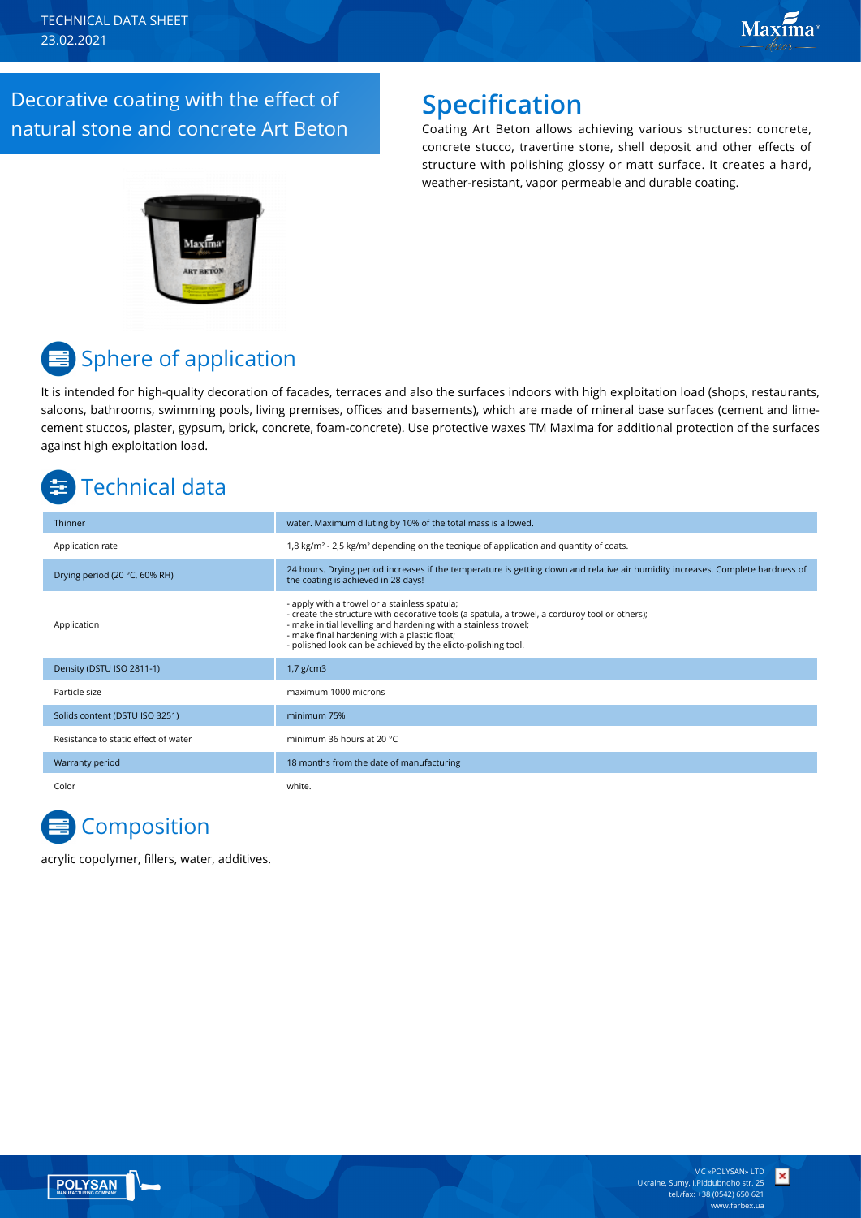TECHNICAL DATA SHEET
23.02.2021

# Decorative coating with the effect of natural stone and concrete Art Beton

## Specification

Coating Art Beton allows achieving various structures: concrete, concrete stucco, travertine stone, shell deposit and other effects of structure with polishing glossy or matt surface. It creates a hard, weather-resistant, vapor permeable and durable coating.

## Sphere of application

It is intended for high-quality decoration of facades, terraces and also the surfaces indoors with high exploitation load (shops, restaurants, saloons, bathrooms, swimming pools, living premises, offices and basements), which are made of mineral base surfaces (cement and lime-cement stuccos, plaster, gypsum, brick, concrete, foam-concrete). Use protective waxes TM Maxima for additional protection of the surfaces against high exploitation load.

## Technical data

| | |
|---|---|
| Thinner | water. Maximum diluting by 10% of the total mass is allowed. |
| Application rate | 1,8 kg/m² - 2,5 kg/m² depending on the tecnique of application and quantity of coats. |
| Drying period (20 °C, 60% RH) | 24 hours. Drying period increases if the temperature is getting down and relative air humidity increases. Complete hardness of the coating is achieved in 28 days! |
| Application | - apply with a trowel or a stainless spatula;<br>- create the structure with decorative tools (a spatula, a trowel, a corduroy tool or others);<br>- make initial levelling and hardening with a stainless trowel;<br>- make final hardening with a plastic float;<br>- polished look can be achieved by the elicto-polishing tool. |
| Density (DSTU ISO 2811-1) | 1,7 g/cm3 |
| Particle size | maximum 1000 microns |
| Solids content (DSTU ISO 3251) | minimum 75% |
| Resistance to static effect of water | minimum 36 hours at 20 °C |
| Warranty period | 18 months from the date of manufacturing |
| Color | white. |

## Composition

acrylic copolymer, fillers, water, additives.

MC «POLYSAN» LTD
Ukraine, Sumy, I.Piddubnoho str. 25
tel./fax: +38 (0542) 650 621
www.farbex.ua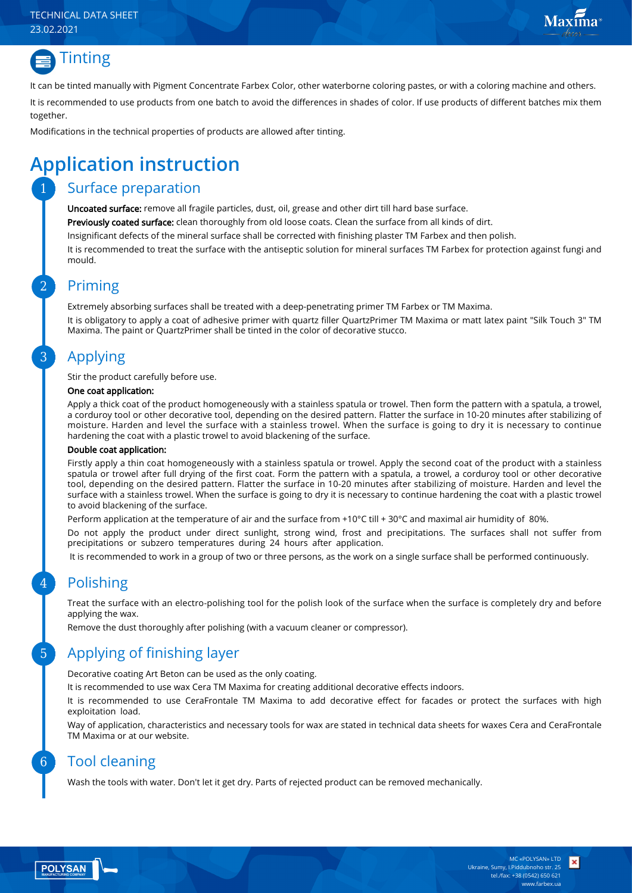## Tinting

It can be tinted manually with Pigment Concentrate Farbex Color, other waterborne coloring pastes, or with a coloring machine and others.

It is recommended to use products from one batch to avoid the differences in shades of color. If use products of different batches mix them together.

Modifications in the technical properties of products are allowed after tinting.

# Application instruction

## 1 Surface preparation

**Uncoated surface:** remove all fragile particles, dust, oil, grease and other dirt till hard base surface.

**Previously coated surface:** clean thoroughly from old loose coats. Clean the surface from all kinds of dirt.

Insignificant defects of the mineral surface shall be corrected with finishing plaster TM Farbex and then polish.

It is recommended to treat the surface with the antiseptic solution for mineral surfaces TM Farbex for protection against fungi and mould.

## 2 Priming

Extremely absorbing surfaces shall be treated with a deep-penetrating primer TM Farbex or TM Maxima.

It is obligatory to apply a coat of adhesive primer with quartz filler QuartzPrimer TM Maxima or matt latex paint "Silk Touch 3" TM Maxima. The paint or QuartzPrimer shall be tinted in the color of decorative stucco.

## 3 Applying

Stir the product carefully before use.

**One coat application:**

Apply a thick coat of the product homogeneously with a stainless spatula or trowel. Then form the pattern with a spatula, a trowel, a corduroy tool or other decorative tool, depending on the desired pattern. Flatter the surface in 10-20 minutes after stabilizing of moisture. Harden and level the surface with a stainless trowel. When the surface is going to dry it is necessary to continue hardening the coat with a plastic trowel to avoid blackening of the surface.

**Double coat application:**

Firstly apply a thin coat homogeneously with a stainless spatula or trowel. Apply the second coat of the product with a stainless spatula or trowel after full drying of the first coat. Form the pattern with a spatula, a trowel, a corduroy tool or other decorative tool, depending on the desired pattern. Flatter the surface in 10-20 minutes after stabilizing of moisture. Harden and level the surface with a stainless trowel. When the surface is going to dry it is necessary to continue hardening the coat with a plastic trowel to avoid blackening of the surface.

Perform application at the temperature of air and the surface from +10°C till + 30°C and maximal air humidity of 80%.

Do not apply the product under direct sunlight, strong wind, frost and precipitations. The surfaces shall not suffer from precipitations or subzero temperatures during 24 hours after application.

It is recommended to work in a group of two or three persons, as the work on a single surface shall be performed continuously.

## 4 Polishing

Treat the surface with an electro-polishing tool for the polish look of the surface when the surface is completely dry and before applying the wax.

Remove the dust thoroughly after polishing (with a vacuum cleaner or compressor).

## 5 Applying of finishing layer

Decorative coating Art Beton can be used as the only coating.

It is recommended to use wax Cera TM Maxima for creating additional decorative effects indoors.

It is recommended to use CeraFrontale TM Maxima to add decorative effect for facades or protect the surfaces with high exploitation load.

Way of application, characteristics and necessary tools for wax are stated in technical data sheets for waxes Cera and CeraFrontale TM Maxima or at our website.

## 6 Tool cleaning

Wash the tools with water. Don't let it get dry. Parts of rejected product can be removed mechanically.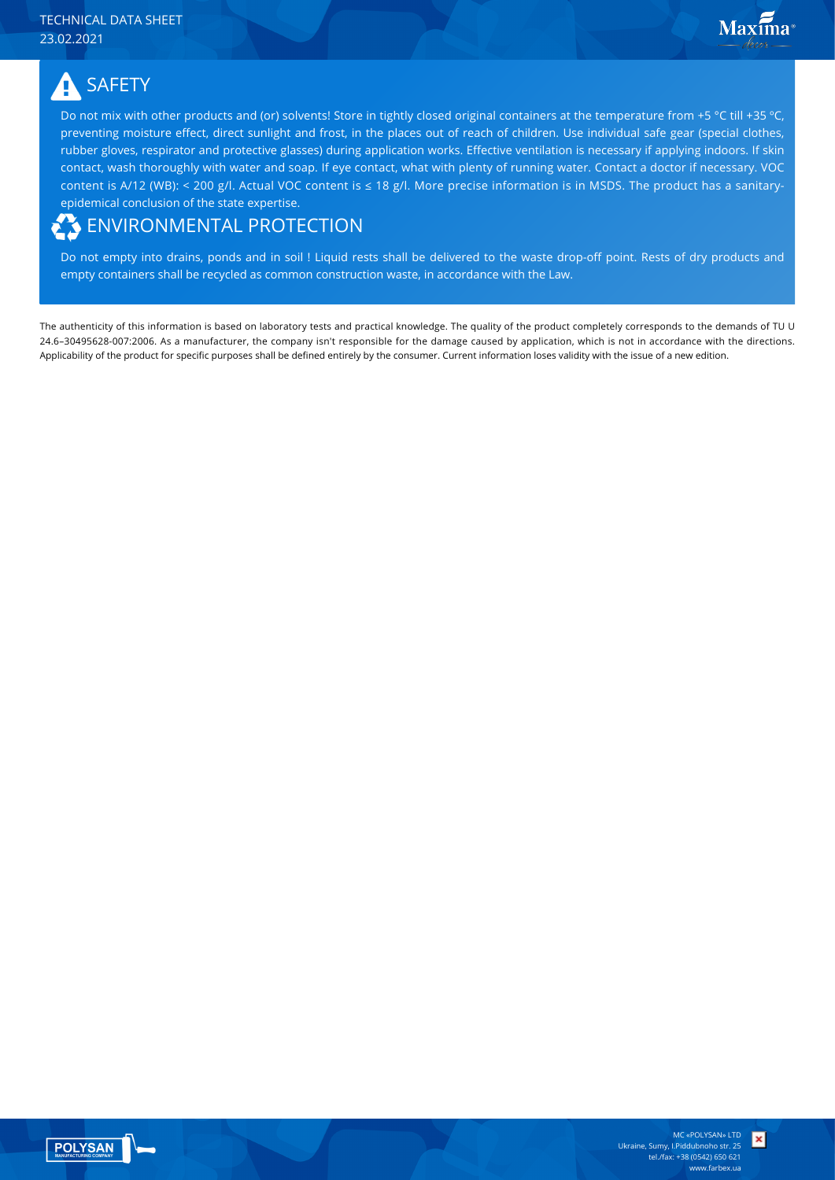## SAFETY

Do not mix with other products and (or) solvents! Store in tightly closed original containers at the temperature from +5 °C till +35 °C, preventing moisture effect, direct sunlight and frost, in the places out of reach of children. Use individual safe gear (special clothes, rubber gloves, respirator and protective glasses) during application works. Effective ventilation is necessary if applying indoors. If skin contact, wash thoroughly with water and soap. If eye contact, what with plenty of running water. Contact a doctor if necessary. VOC content is A/12 (WB): < 200 g/l. Actual VOC content is ≤ 18 g/l. More precise information is in MSDS. The product has a sanitary-epidemical conclusion of the state expertise.

## ENVIRONMENTAL PROTECTION

Do not empty into drains, ponds and in soil ! Liquid rests shall be delivered to the waste drop-off point. Rests of dry products and empty containers shall be recycled as common construction waste, in accordance with the Law.

The authenticity of this information is based on laboratory tests and practical knowledge. The quality of the product completely corresponds to the demands of TU U 24.6–30495628-007:2006. As a manufacturer, the company isn't responsible for the damage caused by application, which is not in accordance with the directions. Applicability of the product for specific purposes shall be defined entirely by the consumer. Current information loses validity with the issue of a new edition.

MC «POLYSAN» LTD
Ukraine, Sumy, I.Piddubnoho str. 25
tel./fax: +38 (0542) 650 621
www.farbex.ua